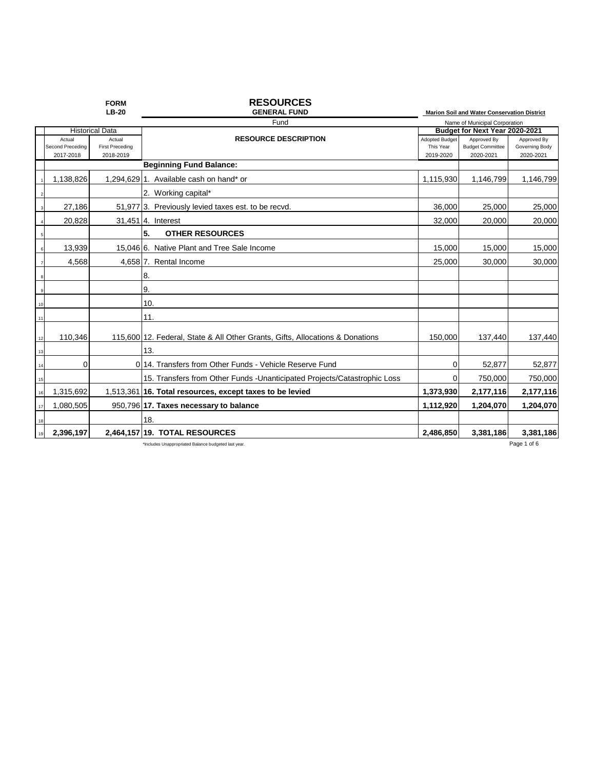**FORM LB-20**

# RESOURCES

**GENERAL FUND**

Fund

**Marion Soil and Water Conservation District**

Name of Municipal Corporation

| | Historical Data | | RESOURCE DESCRIPTION | Budget for Next Year 2020-2021 | | |
|---|---|---|---|---|---|---|
| | Actual Second Preceding 2017-2018 | Actual First Preceding 2018-2019 | | Adopted Budget This Year 2019-2020 | Approved By Budget Committee 2020-2021 | Approved By Governing Body 2020-2021 |
| | | | **Beginning Fund Balance:** | | | |
| 1 | 1,138,826 | 1,294,629 | 1. Available cash on hand* or | 1,115,930 | 1,146,799 | 1,146,799 |
| 2 | | | 2. Working capital* | | | |
| 3 | 27,186 | 51,977 | 3. Previously levied taxes est. to be recvd. | 36,000 | 25,000 | 25,000 |
| 4 | 20,828 | 31,451 | 4. Interest | 32,000 | 20,000 | 20,000 |
| 5 | | | **5. OTHER RESOURCES** | | | |
| 6 | 13,939 | 15,046 | 6. Native Plant and Tree Sale Income | 15,000 | 15,000 | 15,000 |
| 7 | 4,568 | 4,658 | 7. Rental Income | 25,000 | 30,000 | 30,000 |
| 8 | | | 8. | | | |
| 9 | | | 9. | | | |
| 10 | | | 10. | | | |
| 11 | | | 11. | | | |
| 12 | 110,346 | 115,600 | 12. Federal, State & All Other Grants, Gifts, Allocations & Donations | 150,000 | 137,440 | 137,440 |
| 13 | | | 13. | | | |
| 14 | 0 | 0 | 14. Transfers from Other Funds - Vehicle Reserve Fund | 0 | 52,877 | 52,877 |
| 15 | | | 15. Transfers from Other Funds -Unanticipated Projects/Catastrophic Loss | 0 | 750,000 | 750,000 |
| 16 | 1,315,692 | 1,513,361 | **16. Total resources, except taxes to be levied** | **1,373,930** | **2,177,116** | **2,177,116** |
| 17 | 1,080,505 | 950,796 | **17. Taxes necessary to balance** | **1,112,920** | **1,204,070** | **1,204,070** |
| 18 | | | 18. | | | |
| 19 | **2,396,197** | **2,464,157** | **19. TOTAL RESOURCES** | **2,486,850** | **3,381,186** | **3,381,186** |

*Includes Unappropriated Balance budgeted last year.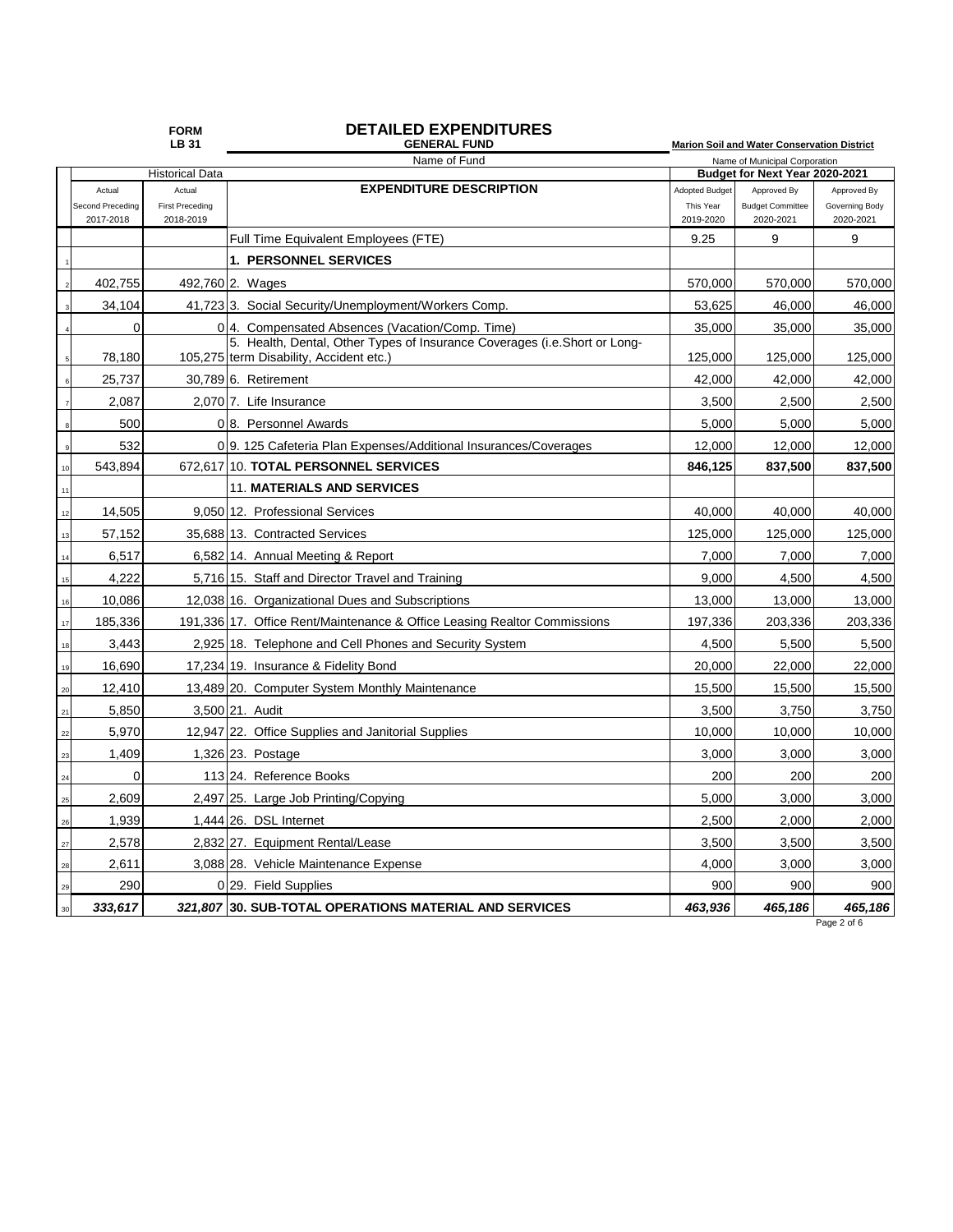**FORM LB 31**

# DETAILED EXPENDITURES

**GENERAL FUND**
Name of Fund

**Marion Soil and Water Conservation District**
Name of Municipal Corporation

| | Historical Data | | | Budget for Next Year 2020-2021 | | |
|---|---|---|---|---|---|---|
| | Actual Second Preceding 2017-2018 | Actual First Preceding 2018-2019 | **EXPENDITURE DESCRIPTION** | Adopted Budget This Year 2019-2020 | Approved By Budget Committee 2020-2021 | Approved By Governing Body 2020-2021 |
| | | | Full Time Equivalent Employees (FTE) | 9.25 | 9 | 9 |
| 1 | | | **1. PERSONNEL SERVICES** | | | |
| 2 | 402,755 | 492,760 | 2. Wages | 570,000 | 570,000 | 570,000 |
| 3 | 34,104 | 41,723 | 3. Social Security/Unemployment/Workers Comp. | 53,625 | 46,000 | 46,000 |
| 4 | 0 | 0 | 4. Compensated Absences (Vacation/Comp. Time) | 35,000 | 35,000 | 35,000 |
| 5 | 78,180 | 105,275 | 5. Health, Dental, Other Types of Insurance Coverages (i.e.Short or Long-term Disability, Accident etc.) | 125,000 | 125,000 | 125,000 |
| 6 | 25,737 | 30,789 | 6. Retirement | 42,000 | 42,000 | 42,000 |
| 7 | 2,087 | 2,070 | 7. Life Insurance | 3,500 | 2,500 | 2,500 |
| 8 | 500 | 0 | 8. Personnel Awards | 5,000 | 5,000 | 5,000 |
| 9 | 532 | 0 | 9. 125 Cafeteria Plan Expenses/Additional Insurances/Coverages | 12,000 | 12,000 | 12,000 |
| 10 | 543,894 | 672,617 | 10. **TOTAL PERSONNEL SERVICES** | **846,125** | **837,500** | **837,500** |
| 11 | | | 11. **MATERIALS AND SERVICES** | | | |
| 12 | 14,505 | 9,050 | 12. Professional Services | 40,000 | 40,000 | 40,000 |
| 13 | 57,152 | 35,688 | 13. Contracted Services | 125,000 | 125,000 | 125,000 |
| 14 | 6,517 | 6,582 | 14. Annual Meeting & Report | 7,000 | 7,000 | 7,000 |
| 15 | 4,222 | 5,716 | 15. Staff and Director Travel and Training | 9,000 | 4,500 | 4,500 |
| 16 | 10,086 | 12,038 | 16. Organizational Dues and Subscriptions | 13,000 | 13,000 | 13,000 |
| 17 | 185,336 | 191,336 | 17. Office Rent/Maintenance & Office Leasing Realtor Commissions | 197,336 | 203,336 | 203,336 |
| 18 | 3,443 | 2,925 | 18. Telephone and Cell Phones and Security System | 4,500 | 5,500 | 5,500 |
| 19 | 16,690 | 17,234 | 19. Insurance & Fidelity Bond | 20,000 | 22,000 | 22,000 |
| 20 | 12,410 | 13,489 | 20. Computer System Monthly Maintenance | 15,500 | 15,500 | 15,500 |
| 21 | 5,850 | 3,500 | 21. Audit | 3,500 | 3,750 | 3,750 |
| 22 | 5,970 | 12,947 | 22. Office Supplies and Janitorial Supplies | 10,000 | 10,000 | 10,000 |
| 23 | 1,409 | 1,326 | 23. Postage | 3,000 | 3,000 | 3,000 |
| 24 | 0 | 113 | 24. Reference Books | 200 | 200 | 200 |
| 25 | 2,609 | 2,497 | 25. Large Job Printing/Copying | 5,000 | 3,000 | 3,000 |
| 26 | 1,939 | 1,444 | 26. DSL Internet | 2,500 | 2,000 | 2,000 |
| 27 | 2,578 | 2,832 | 27. Equipment Rental/Lease | 3,500 | 3,500 | 3,500 |
| 28 | 2,611 | 3,088 | 28. Vehicle Maintenance Expense | 4,000 | 3,000 | 3,000 |
| 29 | 290 | 0 | 29. Field Supplies | 900 | 900 | 900 |
| 30 | ***333,617*** | ***321,807*** | **30. SUB-TOTAL OPERATIONS MATERIAL AND SERVICES** | ***463,936*** | ***465,186*** | ***465,186*** |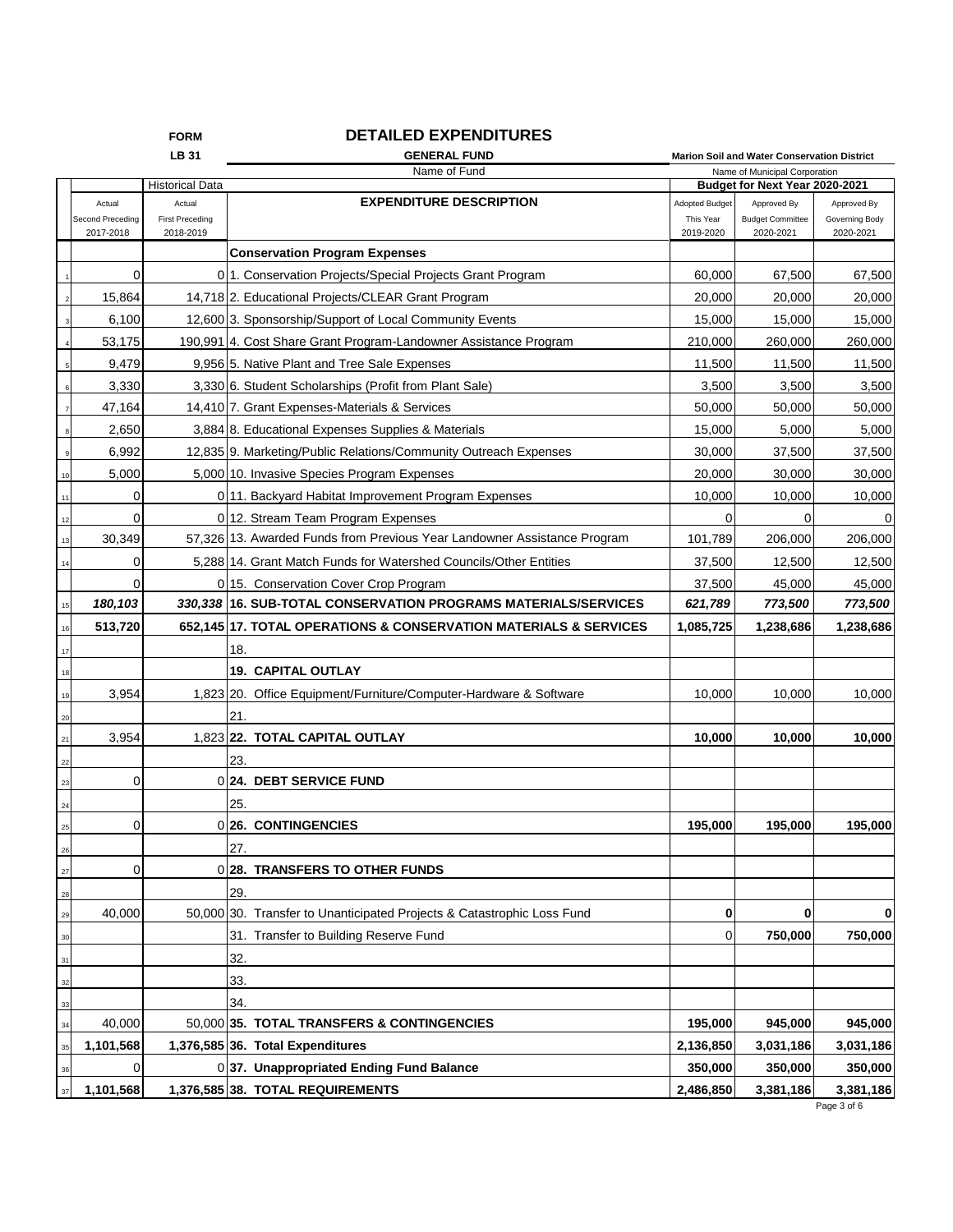FORM LB 31

# DETAILED EXPENDITURES

**GENERAL FUND**
Name of Fund

**Marion Soil and Water Conservation District**
Name of Municipal Corporation

| | Historical Data | | | Budget for Next Year 2020-2021 | | |
|---|---|---|---|---|---|---|
| | Actual Second Preceding 2017-2018 | Actual First Preceding 2018-2019 | **EXPENDITURE DESCRIPTION** | Adopted Budget This Year 2019-2020 | Approved By Budget Committee 2020-2021 | Approved By Governing Body 2020-2021 |
| | | | **Conservation Program Expenses** | | | |
| 1 | 0 | 0 | 1. Conservation Projects/Special Projects Grant Program | 60,000 | 67,500 | 67,500 |
| 2 | 15,864 | 14,718 | 2. Educational Projects/CLEAR Grant Program | 20,000 | 20,000 | 20,000 |
| 3 | 6,100 | 12,600 | 3. Sponsorship/Support of Local Community Events | 15,000 | 15,000 | 15,000 |
| 4 | 53,175 | 190,991 | 4. Cost Share Grant Program-Landowner Assistance Program | 210,000 | 260,000 | 260,000 |
| 5 | 9,479 | 9,956 | 5. Native Plant and Tree Sale Expenses | 11,500 | 11,500 | 11,500 |
| 6 | 3,330 | 3,330 | 6. Student Scholarships (Profit from Plant Sale) | 3,500 | 3,500 | 3,500 |
| 7 | 47,164 | 14,410 | 7. Grant Expenses-Materials & Services | 50,000 | 50,000 | 50,000 |
| 8 | 2,650 | 3,884 | 8. Educational Expenses Supplies & Materials | 15,000 | 5,000 | 5,000 |
| 9 | 6,992 | 12,835 | 9. Marketing/Public Relations/Community Outreach Expenses | 30,000 | 37,500 | 37,500 |
| 10 | 5,000 | 5,000 | 10. Invasive Species Program Expenses | 20,000 | 30,000 | 30,000 |
| 11 | 0 | 0 | 11. Backyard Habitat Improvement Program Expenses | 10,000 | 10,000 | 10,000 |
| 12 | 0 | 0 | 12. Stream Team Program Expenses | 0 | 0 | 0 |
| 13 | 30,349 | 57,326 | 13. Awarded Funds from Previous Year Landowner Assistance Program | 101,789 | 206,000 | 206,000 |
| 14 | 0 | 5,288 | 14. Grant Match Funds for Watershed Councils/Other Entities | 37,500 | 12,500 | 12,500 |
| | 0 | 0 | 15. Conservation Cover Crop Program | 37,500 | 45,000 | 45,000 |
| 15 | ***180,103*** | ***330,338*** | **16. SUB-TOTAL CONSERVATION PROGRAMS MATERIALS/SERVICES** | ***621,789*** | ***773,500*** | ***773,500*** |
| 16 | **513,720** | **652,145** | **17. TOTAL OPERATIONS & CONSERVATION MATERIALS & SERVICES** | **1,085,725** | **1,238,686** | **1,238,686** |
| 17 | | | 18. | | | |
| 18 | | | **19. CAPITAL OUTLAY** | | | |
| 19 | 3,954 | 1,823 | 20. Office Equipment/Furniture/Computer-Hardware & Software | 10,000 | 10,000 | 10,000 |
| 20 | | | 21. | | | |
| 21 | 3,954 | 1,823 | **22. TOTAL CAPITAL OUTLAY** | **10,000** | **10,000** | **10,000** |
| 22 | | | 23. | | | |
| 23 | 0 | 0 | **24. DEBT SERVICE FUND** | | | |
| 24 | | | 25. | | | |
| 25 | 0 | 0 | **26. CONTINGENCIES** | **195,000** | **195,000** | **195,000** |
| 26 | | | 27. | | | |
| 27 | 0 | 0 | **28. TRANSFERS TO OTHER FUNDS** | | | |
| 28 | | | 29. | | | |
| 29 | 40,000 | 50,000 | 30. Transfer to Unanticipated Projects & Catastrophic Loss Fund | **0** | **0** | **0** |
| 30 | | | 31. Transfer to Building Reserve Fund | 0 | **750,000** | **750,000** |
| 31 | | | 32. | | | |
| 32 | | | 33. | | | |
| 33 | | | 34. | | | |
| 34 | 40,000 | 50,000 | **35. TOTAL TRANSFERS & CONTINGENCIES** | **195,000** | **945,000** | **945,000** |
| 35 | **1,101,568** | **1,376,585** | **36. Total Expenditures** | **2,136,850** | **3,031,186** | **3,031,186** |
| 36 | 0 | 0 | **37. Unappropriated Ending Fund Balance** | **350,000** | **350,000** | **350,000** |
| 37 | **1,101,568** | **1,376,585** | **38. TOTAL REQUIREMENTS** | **2,486,850** | **3,381,186** | **3,381,186** |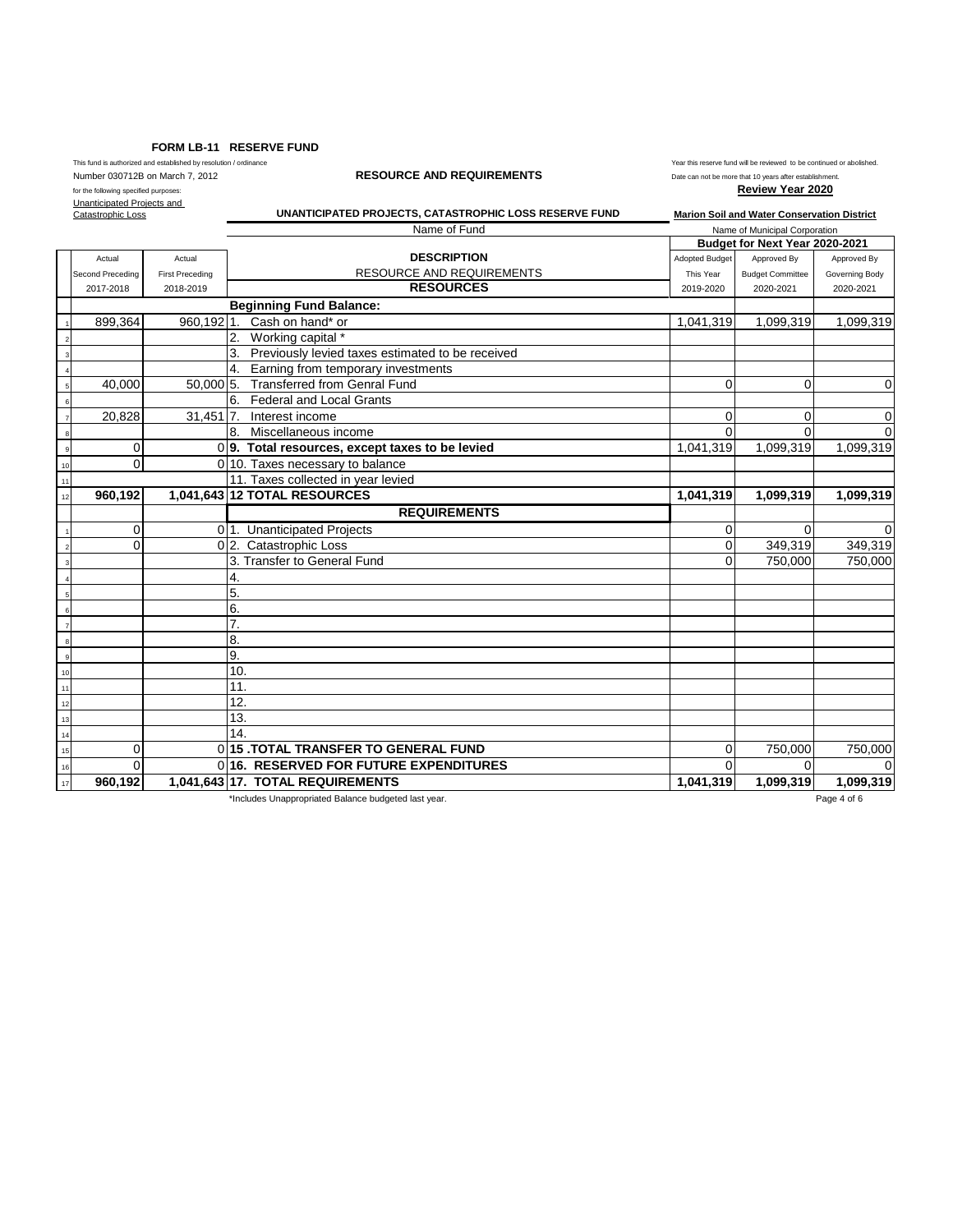## FORM LB-11 RESERVE FUND

This fund is authorized and established by resolution / ordinance
Number 030712B on March 7, 2012
for the following specified purposes:
Unanticipated Projects and Catastrophic Loss

**RESOURCE AND REQUIREMENTS**

Year this reserve fund will be reviewed to be continued or abolished.
Date can not be more that 10 years after establishment.
**Review Year 2020**

**UNANTICIPATED PROJECTS, CATASTROPHIC LOSS RESERVE FUND**
Name of Fund

**Marion Soil and Water Conservation District**
Name of Municipal Corporation

| | Actual Second Preceding 2017-2018 | Actual First Preceding 2018-2019 | DESCRIPTION RESOURCE AND REQUIREMENTS | Adopted Budget This Year 2019-2020 | Budget for Next Year 2020-2021 Approved By Budget Committee 2020-2021 | Approved By Governing Body 2020-2021 |
|---|---|---|---|---|---|---|
| | | | **RESOURCES** | | | |
| | | | **Beginning Fund Balance:** | | | |
| 1 | 899,364 | 960,192 | 1. Cash on hand* or | 1,041,319 | 1,099,319 | 1,099,319 |
| 2 | | | 2. Working capital * | | | |
| 3 | | | 3. Previously levied taxes estimated to be received | | | |
| 4 | | | 4. Earning from temporary investments | | | |
| 5 | 40,000 | 50,000 | 5. Transferred from Genral Fund | 0 | 0 | 0 |
| 6 | | | 6. Federal and Local Grants | | | |
| 7 | 20,828 | 31,451 | 7. Interest income | 0 | 0 | 0 |
| 8 | | | 8. Miscellaneous income | 0 | 0 | 0 |
| 9 | 0 | 0 | **9. Total resources, except taxes to be levied** | 1,041,319 | 1,099,319 | 1,099,319 |
| 10 | 0 | 0 | 10. Taxes necessary to balance | | | |
| 11 | | | 11. Taxes collected in year levied | | | |
| 12 | **960,192** | **1,041,643** | **12 TOTAL RESOURCES** | **1,041,319** | **1,099,319** | **1,099,319** |
| | | | **REQUIREMENTS** | | | |
| 1 | 0 | 0 | 1. Unanticipated Projects | 0 | 0 | 0 |
| 2 | 0 | 0 | 2. Catastrophic Loss | 0 | 349,319 | 349,319 |
| 3 | | | 3. Transfer to General Fund | 0 | 750,000 | 750,000 |
| 4 | | | 4. | | | |
| 5 | | | 5. | | | |
| 6 | | | 6. | | | |
| 7 | | | 7. | | | |
| 8 | | | 8. | | | |
| 9 | | | 9. | | | |
| 10 | | | 10. | | | |
| 11 | | | 11. | | | |
| 12 | | | 12. | | | |
| 13 | | | 13. | | | |
| 14 | | | 14. | | | |
| 15 | 0 | 0 | **15 .TOTAL TRANSFER TO GENERAL FUND** | 0 | 750,000 | 750,000 |
| 16 | 0 | 0 | **16. RESERVED FOR FUTURE EXPENDITURES** | 0 | 0 | 0 |
| 17 | **960,192** | **1,041,643** | **17. TOTAL REQUIREMENTS** | **1,041,319** | **1,099,319** | **1,099,319** |

*Includes Unappropriated Balance budgeted last year.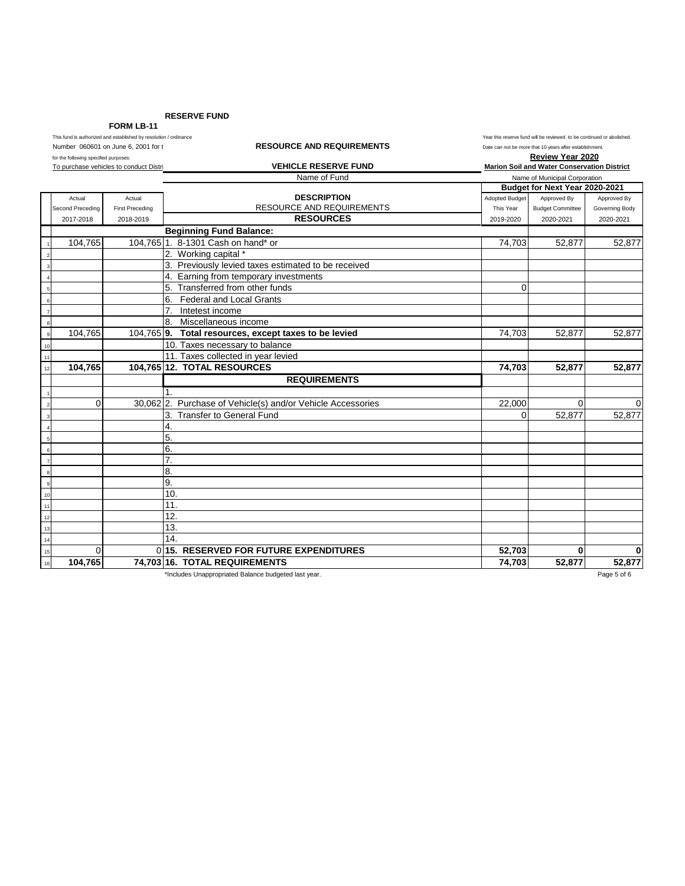**RESERVE FUND**

**FORM LB-11**

This fund is authorized and established by resolution / ordinance Number 060601 on June 6, 2001 for t for the following specified purposes: To purchase vehicles to conduct Distri

**RESOURCE AND REQUIREMENTS**

**VEHICLE RESERVE FUND**

Name of Fund

Year this reserve fund will be reviewed to be continued or abolished. Date can not be more that 10 years after establishment.

**Review Year 2020**

**Marion Soil and Water Conservation District**

Name of Municipal Corporation

| | Actual Second Preceding 2017-2018 | Actual First Preceding 2018-2019 | DESCRIPTION RESOURCE AND REQUIREMENTS | Adopted Budget This Year 2019-2020 | Budget for Next Year 2020-2021 Approved By Budget Committee 2020-2021 | Approved By Governing Body 2020-2021 |
|---|---|---|---|---|---|---|
| | | | **RESOURCES** | | | |
| | | | **Beginning Fund Balance:** | | | |
| 1 | 104,765 | 104,765 | 1. 8-1301 Cash on hand* or | 74,703 | 52,877 | 52,877 |
| 2 | | | 2. Working capital * | | | |
| 3 | | | 3. Previously levied taxes estimated to be received | | | |
| 4 | | | 4. Earning from temporary investments | | | |
| 5 | | | 5. Transferred from other funds | 0 | | |
| 6 | | | 6. Federal and Local Grants | | | |
| 7 | | | 7. Intetest income | | | |
| 8 | | | 8. Miscellaneous income | | | |
| 9 | 104,765 | 104,765 | **9. Total resources, except taxes to be levied** | 74,703 | 52,877 | 52,877 |
| 10 | | | 10. Taxes necessary to balance | | | |
| 11 | | | 11. Taxes collected in year levied | | | |
| 12 | **104,765** | **104,765** | **12. TOTAL RESOURCES** | **74,703** | **52,877** | **52,877** |
| | | | **REQUIREMENTS** | | | |
| 1 | | | 1. | | | |
| 2 | 0 | 30,062 | 2. Purchase of Vehicle(s) and/or Vehicle Accessories | 22,000 | 0 | 0 |
| 3 | | | 3. Transfer to General Fund | 0 | 52,877 | 52,877 |
| 4 | | | 4. | | | |
| 5 | | | 5. | | | |
| 6 | | | 6. | | | |
| 7 | | | 7. | | | |
| 8 | | | 8. | | | |
| 9 | | | 9. | | | |
| 10 | | | 10. | | | |
| 11 | | | 11. | | | |
| 12 | | | 12. | | | |
| 13 | | | 13. | | | |
| 14 | | | 14. | | | |
| 15 | 0 | 0 | **15. RESERVED FOR FUTURE EXPENDITURES** | **52,703** | **0** | **0** |
| 16 | **104,765** | **74,703** | **16. TOTAL REQUIREMENTS** | **74,703** | **52,877** | **52,877** |

*Includes Unappropriated Balance budgeted last year.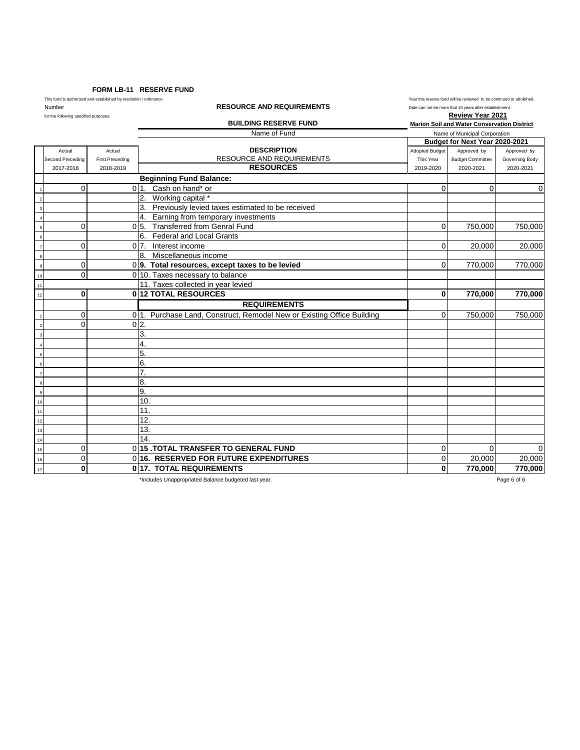**FORM LB-11 RESERVE FUND**

This fund is authorized and established by resolution / ordinance

Number

for the following specified purposes:

**RESOURCE AND REQUIREMENTS**

**BUILDING RESERVE FUND**

Name of Fund

Year this reserve fund will be reviewed to be continued or abolished.

Date can not be more that 10 years after establishment.

**Review Year 2021**

**Marion Soil and Water Conservation District**

Name of Municipal Corporation

| | Actual Second Preceding 2017-2018 | Actual First Preceding 2018-2019 | DESCRIPTION RESOURCE AND REQUIREMENTS | Adopted Budget This Year 2019-2020 | Budget for Next Year 2020-2021 Approved by Budget Committee 2020-2021 | Approved by Governing Body 2020-2021 |
|---|---|---|---|---|---|---|
| | | | **RESOURCES** | | | |
| | | | **Beginning Fund Balance:** | | | |
| 1 | 0 | 0 | 1. Cash on hand* or | 0 | 0 | 0 |
| 2 | | | 2. Working capital * | | | |
| 3 | | | 3. Previously levied taxes estimated to be received | | | |
| 4 | | | 4. Earning from temporary investments | | | |
| 5 | 0 | 0 | 5. Transferred from Genral Fund | 0 | 750,000 | 750,000 |
| 6 | | | 6. Federal and Local Grants | | | |
| 7 | 0 | 0 | 7. Interest income | 0 | 20,000 | 20,000 |
| 8 | | | 8. Miscellaneous income | | | |
| 9 | 0 | 0 | **9. Total resources, except taxes to be levied** | 0 | 770,000 | 770,000 |
| 10 | 0 | 0 | 10. Taxes necessary to balance | | | |
| 11 | | | 11. Taxes collected in year levied | | | |
| 12 | **0** | **0** | **12 TOTAL RESOURCES** | **0** | **770,000** | **770,000** |
| | | | **REQUIREMENTS** | | | |
| 1 | 0 | 0 | 1. Purchase Land, Construct, Remodel New or Existing Office Building | 0 | 750,000 | 750,000 |
| 2 | 0 | 0 | 2. | | | |
| 3 | | | 3. | | | |
| 4 | | | 4. | | | |
| 5 | | | 5. | | | |
| 6 | | | 6. | | | |
| 7 | | | 7. | | | |
| 8 | | | 8. | | | |
| 9 | | | 9. | | | |
| 10 | | | 10. | | | |
| 11 | | | 11. | | | |
| 12 | | | 12. | | | |
| 13 | | | 13. | | | |
| 14 | | | 14. | | | |
| 15 | 0 | 0 | **15 .TOTAL TRANSFER TO GENERAL FUND** | 0 | 0 | 0 |
| 16 | 0 | 0 | **16. RESERVED FOR FUTURE EXPENDITURES** | 0 | 20,000 | 20,000 |
| 17 | **0** | **0** | **17. TOTAL REQUIREMENTS** | **0** | **770,000** | **770,000** |

*Includes Unappropriated Balance budgeted last year.